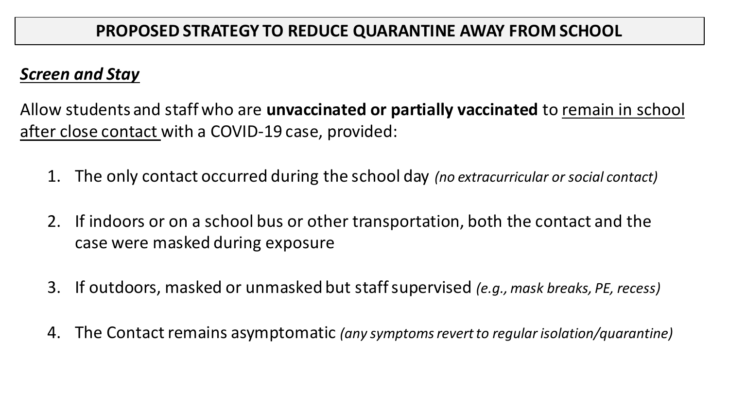# PROPOSED STRATEGY TO REDUCE QUARANTINE AWAY FROM SCHOOL

## ***Screen and Stay***

Allow students and staff who are **unvaccinated or partially vaccinated** to <u>remain in school after close contact</u> with a COVID-19 case, provided:

1. The only contact occurred during the school day *(no extracurricular or social contact)*
2. If indoors or on a school bus or other transportation, both the contact and the case were masked during exposure
3. If outdoors, masked or unmasked but staff supervised *(e.g., mask breaks, PE, recess)*
4. The Contact remains asymptomatic *(any symptoms revert to regular isolation/quarantine)*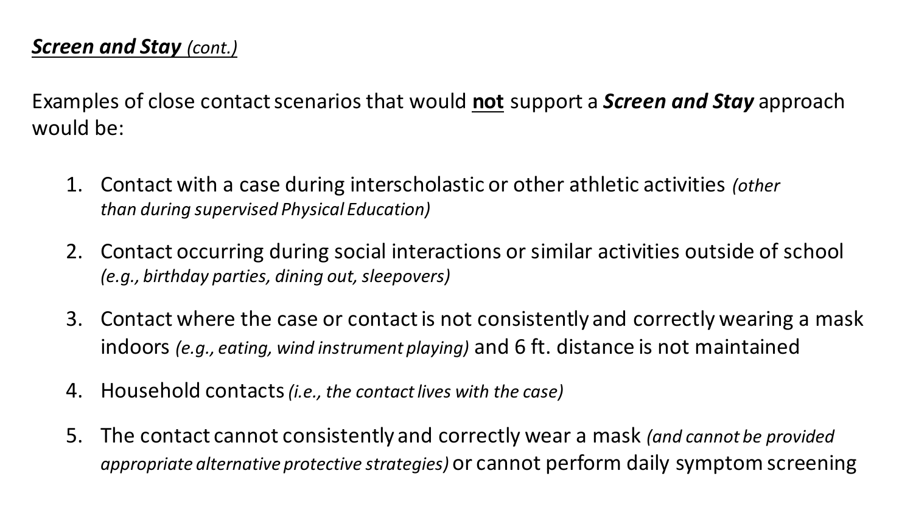***Screen and Stay*** *(cont.)*

Examples of close contact scenarios that would **not** support a ***Screen and Stay*** approach would be:

1. Contact with a case during interscholastic or other athletic activities *(other than during supervised Physical Education)*
2. Contact occurring during social interactions or similar activities outside of school *(e.g., birthday parties, dining out, sleepovers)*
3. Contact where the case or contact is not consistently and correctly wearing a mask indoors *(e.g., eating, wind instrument playing)* and 6 ft. distance is not maintained
4. Household contacts *(i.e., the contact lives with the case)*
5. The contact cannot consistently and correctly wear a mask *(and cannot be provided appropriate alternative protective strategies)* or cannot perform daily symptom screening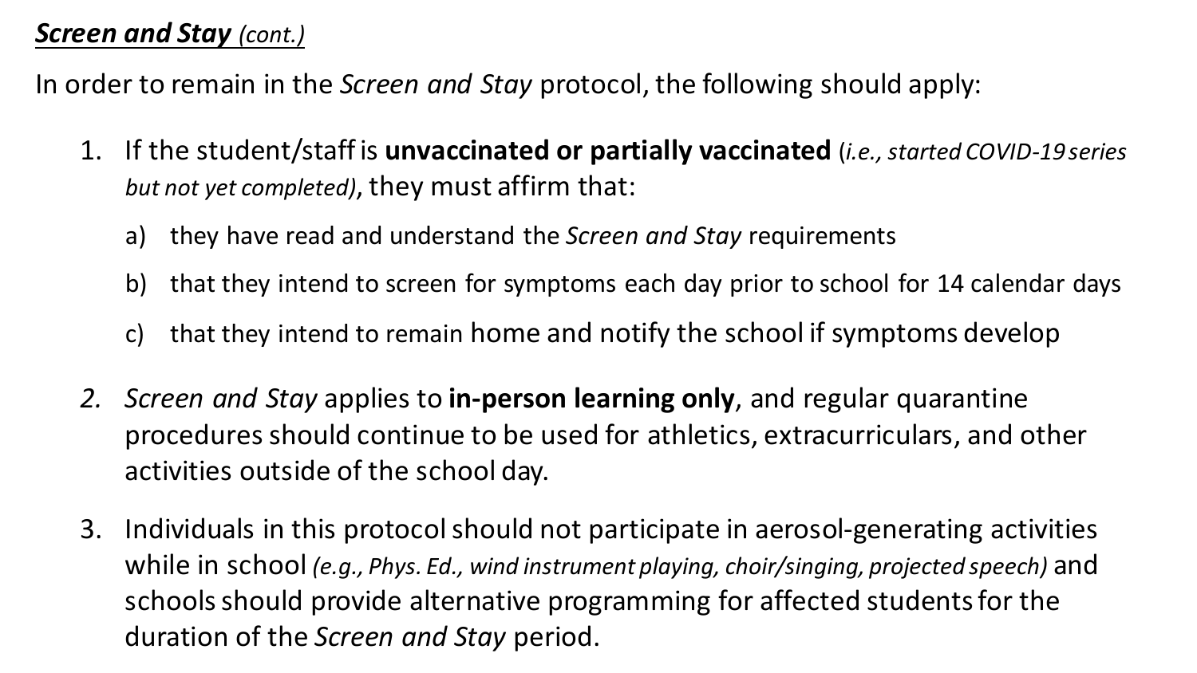***Screen and Stay** (cont.)*

In order to remain in the *Screen and Stay* protocol, the following should apply:

1. If the student/staff is **unvaccinated or partially vaccinated** (*i.e., started COVID-19 series but not yet completed)*, they must affirm that:
   a) they have read and understand the *Screen and Stay* requirements
   b) that they intend to screen for symptoms each day prior to school for 14 calendar days
   c) that they intend to remain home and notify the school if symptoms develop

2. *Screen and Stay* applies to **in-person learning only**, and regular quarantine procedures should continue to be used for athletics, extracurriculars, and other activities outside of the school day.

3. Individuals in this protocol should not participate in aerosol-generating activities while in school *(e.g., Phys. Ed., wind instrument playing, choir/singing, projected speech)* and schools should provide alternative programming for affected students for the duration of the *Screen and Stay* period.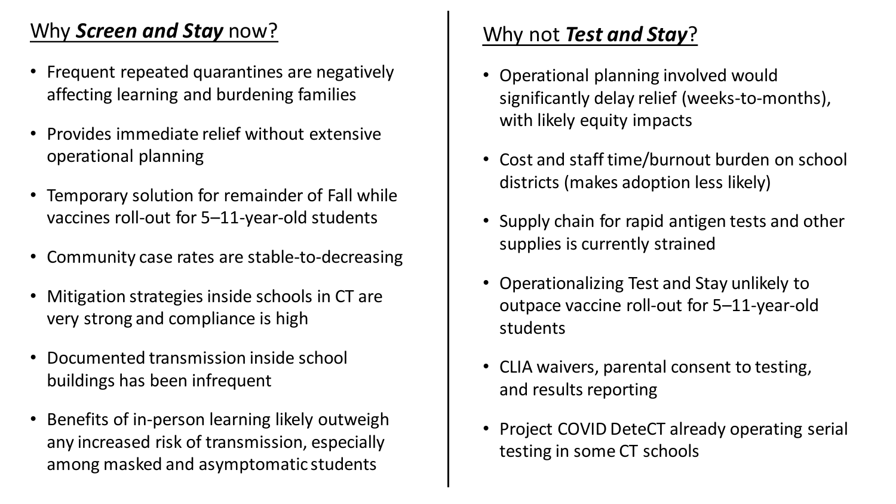## Why ***Screen and Stay*** now?

- Frequent repeated quarantines are negatively affecting learning and burdening families
- Provides immediate relief without extensive operational planning
- Temporary solution for remainder of Fall while vaccines roll-out for 5–11-year-old students
- Community case rates are stable-to-decreasing
- Mitigation strategies inside schools in CT are very strong and compliance is high
- Documented transmission inside school buildings has been infrequent
- Benefits of in-person learning likely outweigh any increased risk of transmission, especially among masked and asymptomatic students

## Why not ***Test and Stay***?

- Operational planning involved would significantly delay relief (weeks-to-months), with likely equity impacts
- Cost and staff time/burnout burden on school districts (makes adoption less likely)
- Supply chain for rapid antigen tests and other supplies is currently strained
- Operationalizing Test and Stay unlikely to outpace vaccine roll-out for 5–11-year-old students
- CLIA waivers, parental consent to testing, and results reporting
- Project COVID DeteCT already operating serial testing in some CT schools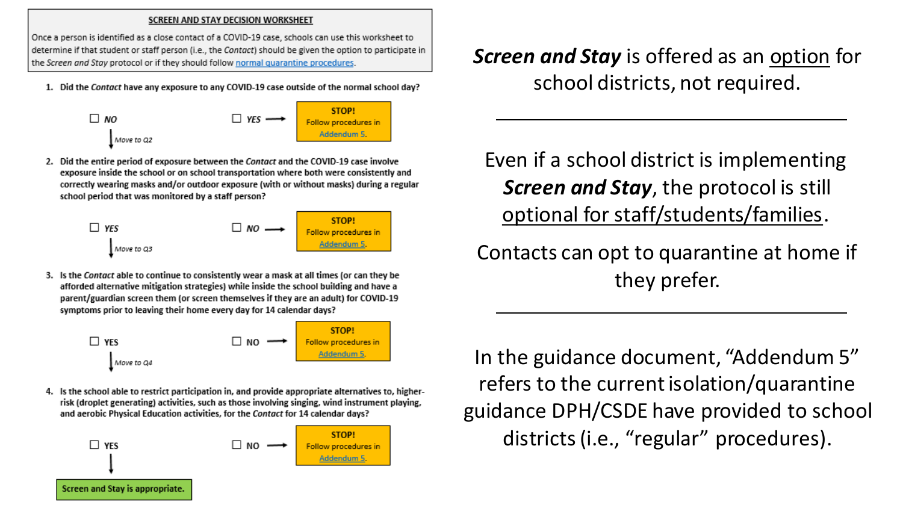## SCREEN AND STAY DECISION WORKSHEET

Once a person is identified as a close contact of a COVID-19 case, schools can use this worksheet to determine if that student or staff person (i.e., the *Contact*) should be given the option to participate in the *Screen and Stay* protocol or if they should follow normal quarantine procedures.

1. Did the *Contact* have any exposure to any COVID-19 case outside of the normal school day?

   ☐ *NO* → *Move to Q2*

   ☐ *YES* → **STOP!** Follow procedures in Addendum 5.

2. Did the entire period of exposure between the *Contact* and the COVID-19 case involve exposure inside the school or on school transportation where both were consistently and correctly wearing masks and/or outdoor exposure (with or without masks) during a regular school period that was monitored by a staff person?

   ☐ *YES* → *Move to Q3*

   ☐ *NO* → **STOP!** Follow procedures in Addendum 5.

3. Is the *Contact* able to continue to consistently wear a mask at all times (or can they be afforded alternative mitigation strategies) while inside the school building and have a parent/guardian screen them (or screen themselves if they are an adult) for COVID-19 symptoms prior to leaving their home every day for 14 calendar days?

   ☐ YES → *Move to Q4*

   ☐ NO → **STOP!** Follow procedures in Addendum 5.

4. Is the school able to restrict participation in, and provide appropriate alternatives to, higher-risk (droplet generating) activities, such as those involving singing, wind instrument playing, and aerobic Physical Education activities, for the *Contact* for 14 calendar days?

   ☐ YES → **Screen and Stay is appropriate.**

   ☐ NO → **STOP!** Follow procedures in Addendum 5.

***Screen and Stay*** is offered as an option for school districts, not required.

---

Even if a school district is implementing ***Screen and Stay***, the protocol is still optional for staff/students/families.

Contacts can opt to quarantine at home if they prefer.

---

In the guidance document, "Addendum 5" refers to the current isolation/quarantine guidance DPH/CSDE have provided to school districts (i.e., "regular" procedures).